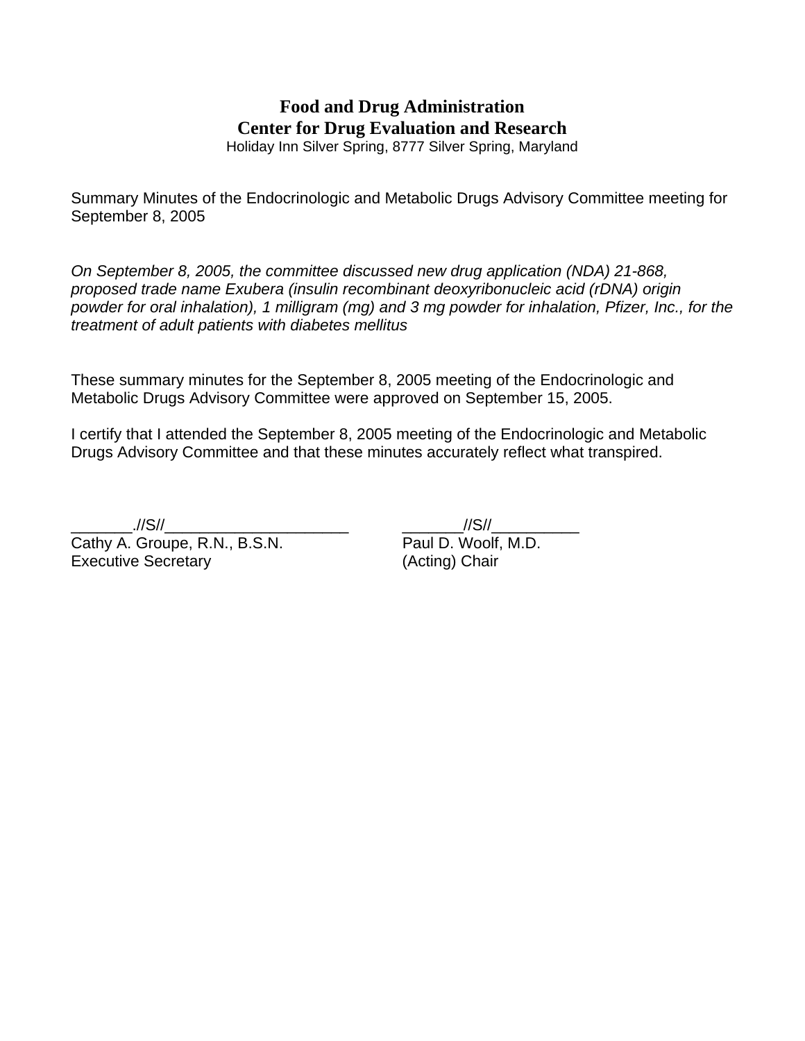**Food and Drug Administration**
**Center for Drug Evaluation and Research**
Holiday Inn Silver Spring, 8777 Silver Spring, Maryland

Summary Minutes of the Endocrinologic and Metabolic Drugs Advisory Committee meeting for September 8, 2005

*On September 8, 2005, the committee discussed new drug application (NDA) 21-868, proposed trade name Exubera (insulin recombinant deoxyribonucleic acid (rDNA) origin powder for oral inhalation), 1 milligram (mg) and 3 mg powder for inhalation, Pfizer, Inc., for the treatment of adult patients with diabetes mellitus*

These summary minutes for the September 8, 2005 meeting of the Endocrinologic and Metabolic Drugs Advisory Committee were approved on September 15, 2005.

I certify that I attended the September 8, 2005 meeting of the Endocrinologic and Metabolic Drugs Advisory Committee and that these minutes accurately reflect what transpired.

_______.//S//_____________________
Cathy A. Groupe, R.N., B.S.N.
Executive Secretary

_______//S//__________
Paul D. Woolf, M.D.
(Acting) Chair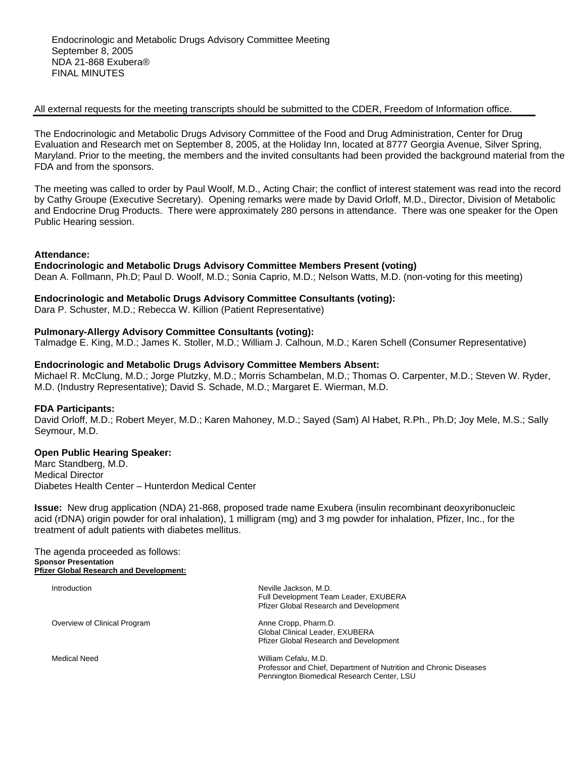Endocrinologic and Metabolic Drugs Advisory Committee Meeting
September 8, 2005
NDA 21-868 Exubera®
FINAL MINUTES

All external requests for the meeting transcripts should be submitted to the CDER, Freedom of Information office.

The Endocrinologic and Metabolic Drugs Advisory Committee of the Food and Drug Administration, Center for Drug Evaluation and Research met on September 8, 2005, at the Holiday Inn, located at 8777 Georgia Avenue, Silver Spring, Maryland. Prior to the meeting, the members and the invited consultants had been provided the background material from the FDA and from the sponsors.

The meeting was called to order by Paul Woolf, M.D., Acting Chair; the conflict of interest statement was read into the record by Cathy Groupe (Executive Secretary). Opening remarks were made by David Orloff, M.D., Director, Division of Metabolic and Endocrine Drug Products. There were approximately 280 persons in attendance. There was one speaker for the Open Public Hearing session.

**Attendance:**

**Endocrinologic and Metabolic Drugs Advisory Committee Members Present (voting)**

Dean A. Follmann, Ph.D; Paul D. Woolf, M.D.; Sonia Caprio, M.D.; Nelson Watts, M.D. (non-voting for this meeting)

**Endocrinologic and Metabolic Drugs Advisory Committee Consultants (voting):**

Dara P. Schuster, M.D.; Rebecca W. Killion (Patient Representative)

**Pulmonary-Allergy Advisory Committee Consultants (voting):**

Talmadge E. King, M.D.; James K. Stoller, M.D.; William J. Calhoun, M.D.; Karen Schell (Consumer Representative)

**Endocrinologic and Metabolic Drugs Advisory Committee Members Absent:**

Michael R. McClung, M.D.; Jorge Plutzky, M.D.; Morris Schambelan, M.D.; Thomas O. Carpenter, M.D.; Steven W. Ryder, M.D. (Industry Representative); David S. Schade, M.D.; Margaret E. Wierman, M.D.

**FDA Participants:**

David Orloff, M.D.; Robert Meyer, M.D.; Karen Mahoney, M.D.; Sayed (Sam) Al Habet, R.Ph., Ph.D; Joy Mele, M.S.; Sally Seymour, M.D.

**Open Public Hearing Speaker:**

Marc Standberg, M.D.
Medical Director
Diabetes Health Center – Hunterdon Medical Center

**Issue:** New drug application (NDA) 21-868, proposed trade name Exubera (insulin recombinant deoxyribonucleic acid (rDNA) origin powder for oral inhalation), 1 milligram (mg) and 3 mg powder for inhalation, Pfizer, Inc., for the treatment of adult patients with diabetes mellitus.

The agenda proceeded as follows:

**Sponsor Presentation**

**Pfizer Global Research and Development:**

| | |
|---|---|
| Introduction | Neville Jackson, M.D.<br>Full Development Team Leader, EXUBERA<br>Pfizer Global Research and Development |
| Overview of Clinical Program | Anne Cropp, Pharm.D.<br>Global Clinical Leader, EXUBERA<br>Pfizer Global Research and Development |
| Medical Need | William Cefalu, M.D.<br>Professor and Chief, Department of Nutrition and Chronic Diseases<br>Pennington Biomedical Research Center, LSU |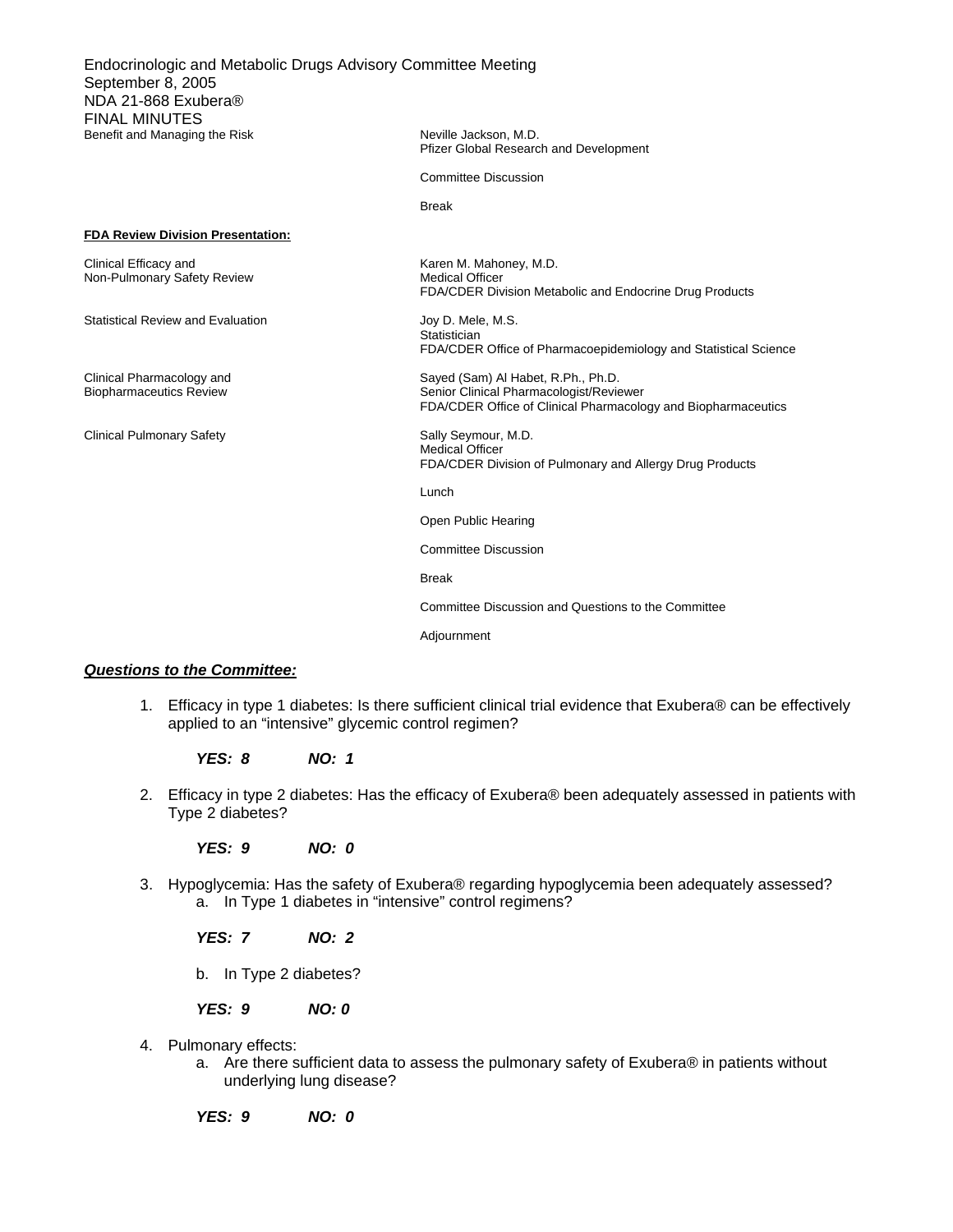| | |
|---|---|
| Benefit and Managing the Risk | Neville Jackson, M.D.<br>Pfizer Global Research and Development |
| | Committee Discussion |
| | Break |
| **FDA Review Division Presentation:** | |
| Clinical Efficacy and Non-Pulmonary Safety Review | Karen M. Mahoney, M.D.<br>Medical Officer<br>FDA/CDER Division Metabolic and Endocrine Drug Products |
| Statistical Review and Evaluation | Joy D. Mele, M.S.<br>Statistician<br>FDA/CDER Office of Pharmacoepidemiology and Statistical Science |
| Clinical Pharmacology and Biopharmaceutics Review | Sayed (Sam) Al Habet, R.Ph., Ph.D.<br>Senior Clinical Pharmacologist/Reviewer<br>FDA/CDER Office of Clinical Pharmacology and Biopharmaceutics |
| Clinical Pulmonary Safety | Sally Seymour, M.D.<br>Medical Officer<br>FDA/CDER Division of Pulmonary and Allergy Drug Products |
| | Lunch |
| | Open Public Hearing |
| | Committee Discussion |
| | Break |
| | Committee Discussion and Questions to the Committee |
| | Adjournment |

***Questions to the Committee:***

1. Efficacy in type 1 diabetes: Is there sufficient clinical trial evidence that Exubera® can be effectively applied to an "intensive" glycemic control regimen?

   ***YES: 8 NO: 1***

2. Efficacy in type 2 diabetes: Has the efficacy of Exubera® been adequately assessed in patients with Type 2 diabetes?

   ***YES: 9 NO: 0***

3. Hypoglycemia: Has the safety of Exubera® regarding hypoglycemia been adequately assessed?
   a. In Type 1 diabetes in "intensive" control regimens?

   ***YES: 7 NO: 2***

   b. In Type 2 diabetes?

   ***YES: 9 NO: 0***

4. Pulmonary effects:
   a. Are there sufficient data to assess the pulmonary safety of Exubera® in patients without underlying lung disease?

   ***YES: 9 NO: 0***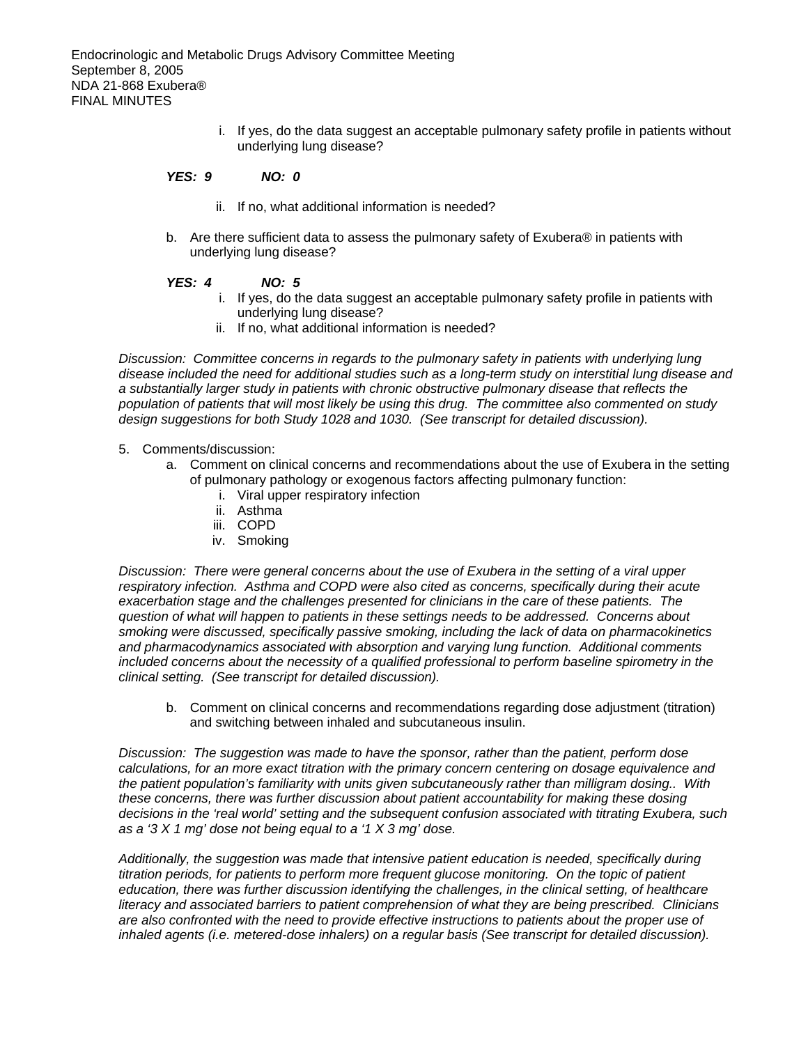i. If yes, do the data suggest an acceptable pulmonary safety profile in patients without underlying lung disease?

***YES: 9 NO: 0***

ii. If no, what additional information is needed?

b. Are there sufficient data to assess the pulmonary safety of Exubera® in patients with underlying lung disease?

***YES: 4 NO: 5***

i. If yes, do the data suggest an acceptable pulmonary safety profile in patients with underlying lung disease?
ii. If no, what additional information is needed?

*Discussion: Committee concerns in regards to the pulmonary safety in patients with underlying lung disease included the need for additional studies such as a long-term study on interstitial lung disease and a substantially larger study in patients with chronic obstructive pulmonary disease that reflects the population of patients that will most likely be using this drug. The committee also commented on study design suggestions for both Study 1028 and 1030. (See transcript for detailed discussion).*

5. Comments/discussion:
   a. Comment on clinical concerns and recommendations about the use of Exubera in the setting of pulmonary pathology or exogenous factors affecting pulmonary function:
      i. Viral upper respiratory infection
      ii. Asthma
      iii. COPD
      iv. Smoking

*Discussion: There were general concerns about the use of Exubera in the setting of a viral upper respiratory infection. Asthma and COPD were also cited as concerns, specifically during their acute exacerbation stage and the challenges presented for clinicians in the care of these patients. The question of what will happen to patients in these settings needs to be addressed. Concerns about smoking were discussed, specifically passive smoking, including the lack of data on pharmacokinetics and pharmacodynamics associated with absorption and varying lung function. Additional comments included concerns about the necessity of a qualified professional to perform baseline spirometry in the clinical setting. (See transcript for detailed discussion).*

   b. Comment on clinical concerns and recommendations regarding dose adjustment (titration) and switching between inhaled and subcutaneous insulin.

*Discussion: The suggestion was made to have the sponsor, rather than the patient, perform dose calculations, for an more exact titration with the primary concern centering on dosage equivalence and the patient population's familiarity with units given subcutaneously rather than milligram dosing.. With these concerns, there was further discussion about patient accountability for making these dosing decisions in the 'real world' setting and the subsequent confusion associated with titrating Exubera, such as a '3 X 1 mg' dose not being equal to a '1 X 3 mg' dose.*

*Additionally, the suggestion was made that intensive patient education is needed, specifically during titration periods, for patients to perform more frequent glucose monitoring. On the topic of patient education, there was further discussion identifying the challenges, in the clinical setting, of healthcare literacy and associated barriers to patient comprehension of what they are being prescribed. Clinicians are also confronted with the need to provide effective instructions to patients about the proper use of inhaled agents (i.e. metered-dose inhalers) on a regular basis (See transcript for detailed discussion).*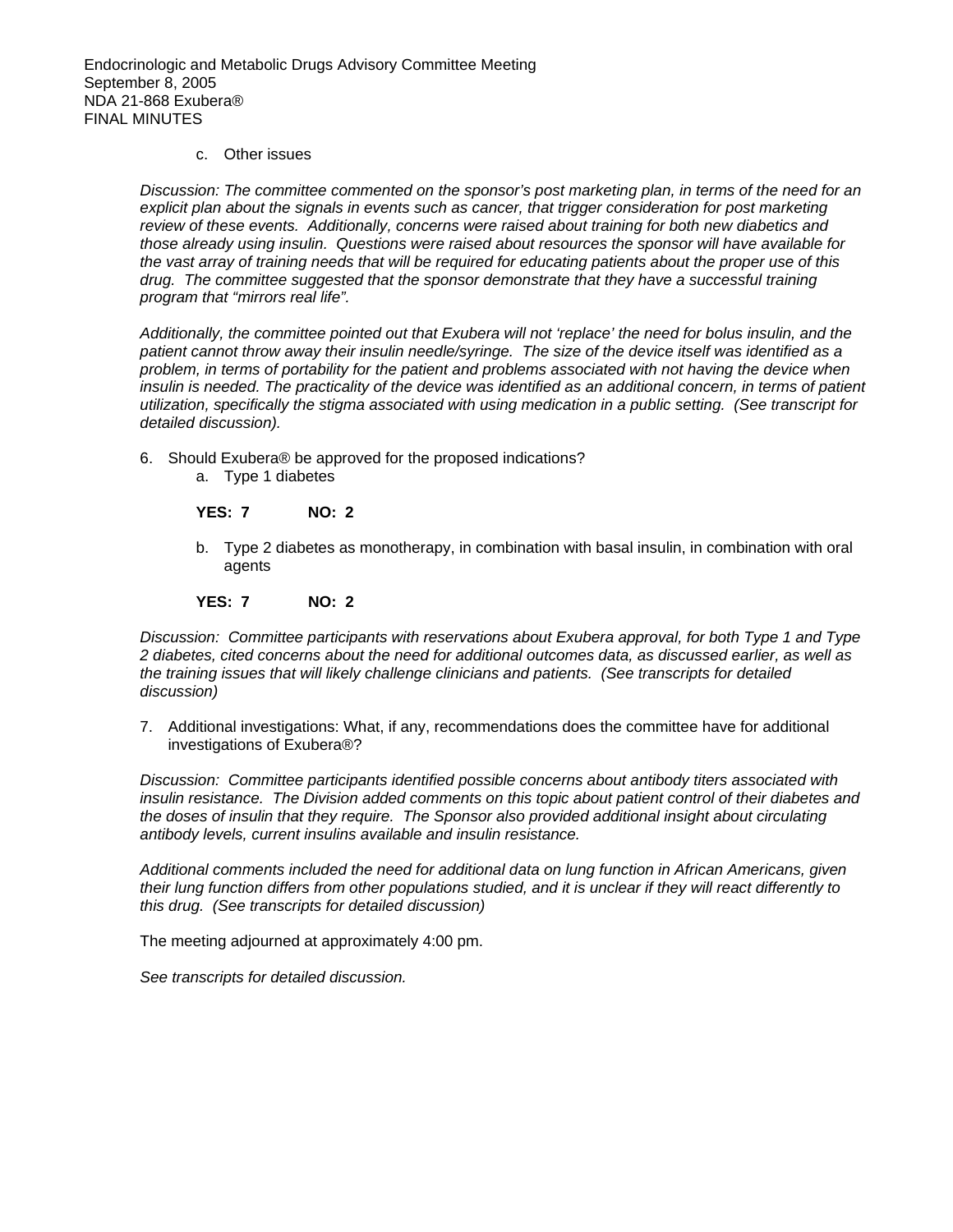c. Other issues

*Discussion: The committee commented on the sponsor's post marketing plan, in terms of the need for an explicit plan about the signals in events such as cancer, that trigger consideration for post marketing review of these events. Additionally, concerns were raised about training for both new diabetics and those already using insulin. Questions were raised about resources the sponsor will have available for the vast array of training needs that will be required for educating patients about the proper use of this drug. The committee suggested that the sponsor demonstrate that they have a successful training program that "mirrors real life".*

*Additionally, the committee pointed out that Exubera will not 'replace' the need for bolus insulin, and the patient cannot throw away their insulin needle/syringe. The size of the device itself was identified as a problem, in terms of portability for the patient and problems associated with not having the device when insulin is needed. The practicality of the device was identified as an additional concern, in terms of patient utilization, specifically the stigma associated with using medication in a public setting. (See transcript for detailed discussion).*

6. Should Exubera® be approved for the proposed indications?
   a. Type 1 diabetes

      **YES: 7 NO: 2**

   b. Type 2 diabetes as monotherapy, in combination with basal insulin, in combination with oral agents

      **YES: 7 NO: 2**

*Discussion: Committee participants with reservations about Exubera approval, for both Type 1 and Type 2 diabetes, cited concerns about the need for additional outcomes data, as discussed earlier, as well as the training issues that will likely challenge clinicians and patients. (See transcripts for detailed discussion)*

7. Additional investigations: What, if any, recommendations does the committee have for additional investigations of Exubera®?

*Discussion: Committee participants identified possible concerns about antibody titers associated with insulin resistance. The Division added comments on this topic about patient control of their diabetes and the doses of insulin that they require. The Sponsor also provided additional insight about circulating antibody levels, current insulins available and insulin resistance.*

*Additional comments included the need for additional data on lung function in African Americans, given their lung function differs from other populations studied, and it is unclear if they will react differently to this drug. (See transcripts for detailed discussion)*

The meeting adjourned at approximately 4:00 pm.

*See transcripts for detailed discussion.*